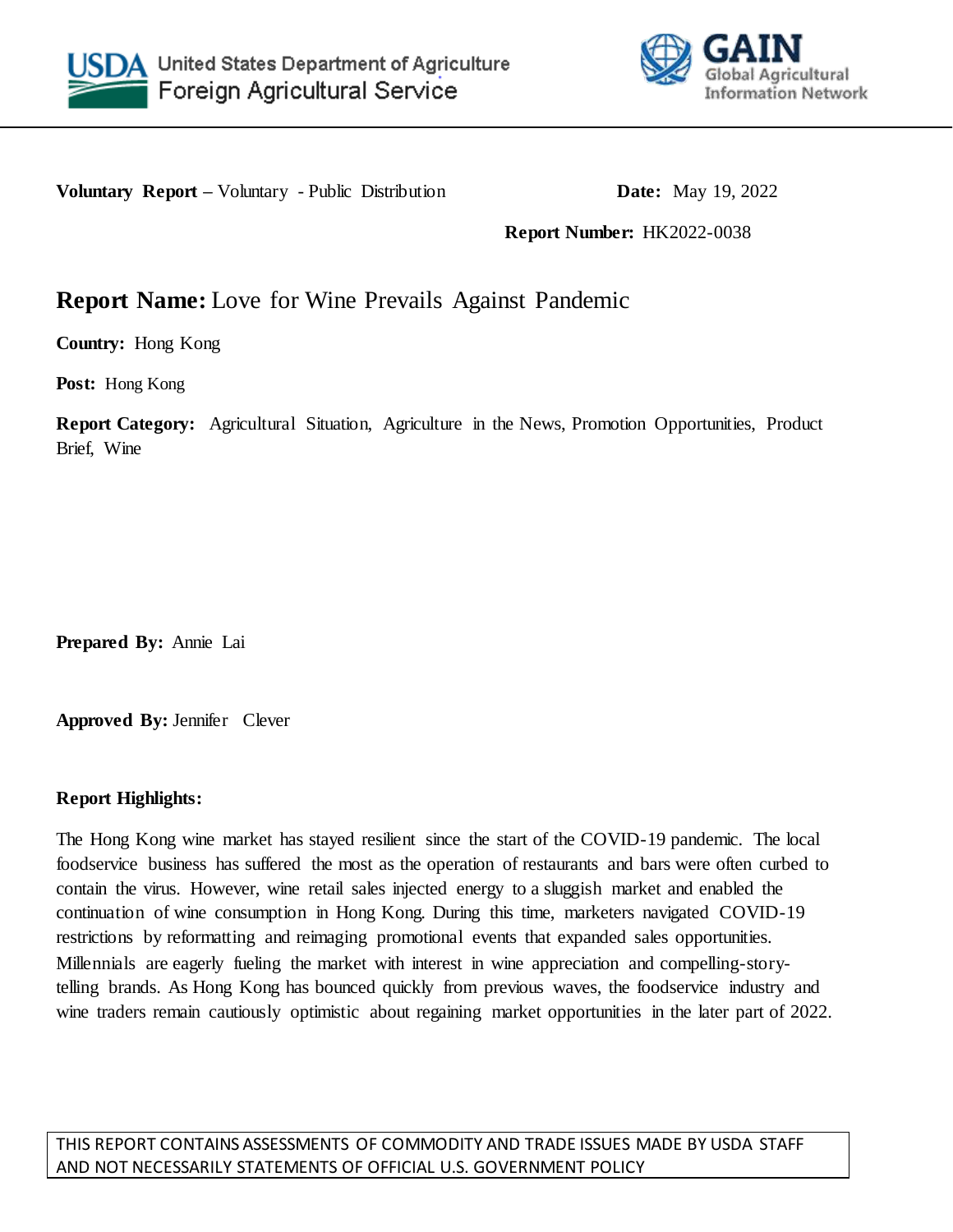United States Department of Agriculture
Foreign Agricultural Service

GAIN
Global Agricultural Information Network

**Voluntary Report –** Voluntary - Public Distribution **Date:** May 19, 2022

**Report Number:** HK2022-0038

# **Report Name:** Love for Wine Prevails Against Pandemic

**Country:** Hong Kong

**Post:** Hong Kong

**Report Category:** Agricultural Situation, Agriculture in the News, Promotion Opportunities, Product Brief, Wine

**Prepared By:** Annie Lai

**Approved By:** Jennifer Clever

**Report Highlights:**

The Hong Kong wine market has stayed resilient since the start of the COVID-19 pandemic. The local foodservice business has suffered the most as the operation of restaurants and bars were often curbed to contain the virus. However, wine retail sales injected energy to a sluggish market and enabled the continuation of wine consumption in Hong Kong. During this time, marketers navigated COVID-19 restrictions by reformatting and reimaging promotional events that expanded sales opportunities. Millennials are eagerly fueling the market with interest in wine appreciation and compelling-story-telling brands. As Hong Kong has bounced quickly from previous waves, the foodservice industry and wine traders remain cautiously optimistic about regaining market opportunities in the later part of 2022.

THIS REPORT CONTAINS ASSESSMENTS OF COMMODITY AND TRADE ISSUES MADE BY USDA STAFF AND NOT NECESSARILY STATEMENTS OF OFFICIAL U.S. GOVERNMENT POLICY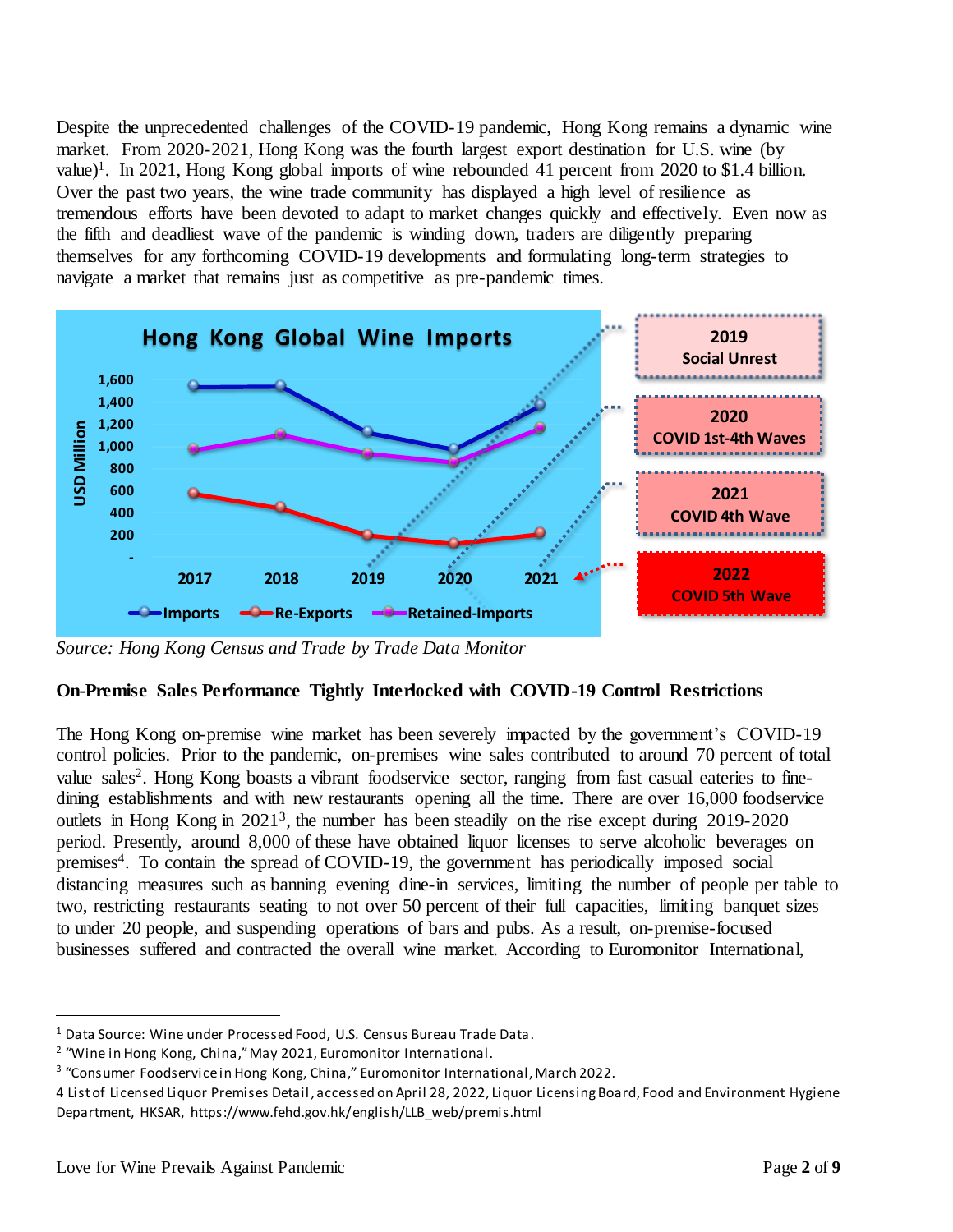Despite the unprecedented challenges of the COVID-19 pandemic, Hong Kong remains a dynamic wine market. From 2020-2021, Hong Kong was the fourth largest export destination for U.S. wine (by value)[1]. In 2021, Hong Kong global imports of wine rebounded 41 percent from 2020 to $1.4 billion. Over the past two years, the wine trade community has displayed a high level of resilience as tremendous efforts have been devoted to adapt to market changes quickly and effectively. Even now as the fifth and deadliest wave of the pandemic is winding down, traders are diligently preparing themselves for any forthcoming COVID-19 developments and formulating long-term strategies to navigate a market that remains just as competitive as pre-pandemic times.

**Hong Kong Global Wine Imports**

2019 Social Unrest

2020 COVID 1st-4th Waves

2021 COVID 4th Wave

2022 COVID 5th Wave

*Source: Hong Kong Census and Trade by Trade Data Monitor*

### On-Premise Sales Performance Tightly Interlocked with COVID-19 Control Restrictions

The Hong Kong on-premise wine market has been severely impacted by the government's COVID-19 control policies. Prior to the pandemic, on-premises wine sales contributed to around 70 percent of total value sales[2]. Hong Kong boasts a vibrant foodservice sector, ranging from fast casual eateries to fine-dining establishments and with new restaurants opening all the time. There are over 16,000 foodservice outlets in Hong Kong in 2021[3], the number has been steadily on the rise except during 2019-2020 period. Presently, around 8,000 of these have obtained liquor licenses to serve alcoholic beverages on premises[4]. To contain the spread of COVID-19, the government has periodically imposed social distancing measures such as banning evening dine-in services, limiting the number of people per table to two, restricting restaurants seating to not over 50 percent of their full capacities, limiting banquet sizes to under 20 people, and suspending operations of bars and pubs. As a result, on-premise-focused businesses suffered and contracted the overall wine market. According to Euromonitor International,

---

[1] Data Source: Wine under Processed Food, U.S. Census Bureau Trade Data.

[2] "Wine in Hong Kong, China," May 2021, Euromonitor International.

[3] "Consumer Foodservice in Hong Kong, China," Euromonitor International, March 2022.

4 List of Licensed Liquor Premises Detail, accessed on April 28, 2022, Liquor Licensing Board, Food and Environment Hygiene Department, HKSAR, https://www.fehd.gov.hk/english/LLB_web/premis.html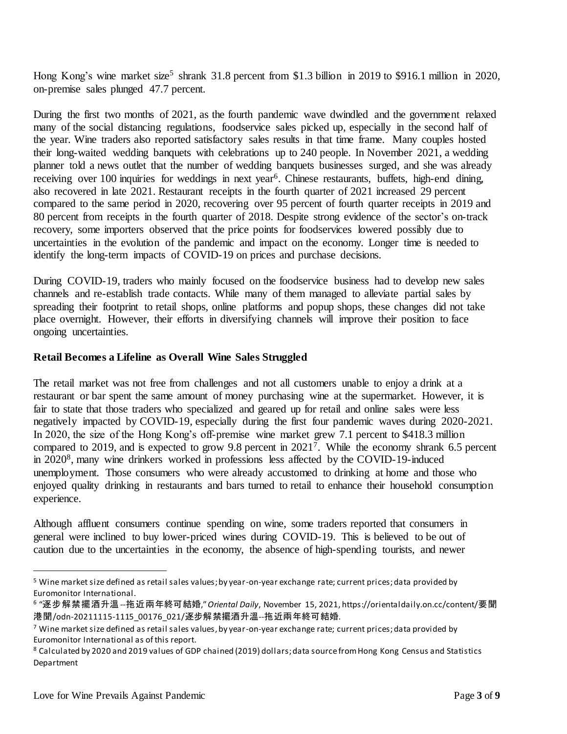Hong Kong's wine market size[5] shrank 31.8 percent from $1.3 billion in 2019 to $916.1 million in 2020, on-premise sales plunged 47.7 percent.

During the first two months of 2021, as the fourth pandemic wave dwindled and the government relaxed many of the social distancing regulations, foodservice sales picked up, especially in the second half of the year. Wine traders also reported satisfactory sales results in that time frame. Many couples hosted their long-waited wedding banquets with celebrations up to 240 people. In November 2021, a wedding planner told a news outlet that the number of wedding banquets businesses surged, and she was already receiving over 100 inquiries for weddings in next year[6]. Chinese restaurants, buffets, high-end dining, also recovered in late 2021. Restaurant receipts in the fourth quarter of 2021 increased 29 percent compared to the same period in 2020, recovering over 95 percent of fourth quarter receipts in 2019 and 80 percent from receipts in the fourth quarter of 2018. Despite strong evidence of the sector's on-track recovery, some importers observed that the price points for foodservices lowered possibly due to uncertainties in the evolution of the pandemic and impact on the economy. Longer time is needed to identify the long-term impacts of COVID-19 on prices and purchase decisions.

During COVID-19, traders who mainly focused on the foodservice business had to develop new sales channels and re-establish trade contacts. While many of them managed to alleviate partial sales by spreading their footprint to retail shops, online platforms and popup shops, these changes did not take place overnight. However, their efforts in diversifying channels will improve their position to face ongoing uncertainties.

**Retail Becomes a Lifeline as Overall Wine Sales Struggled**

The retail market was not free from challenges and not all customers unable to enjoy a drink at a restaurant or bar spent the same amount of money purchasing wine at the supermarket. However, it is fair to state that those traders who specialized and geared up for retail and online sales were less negatively impacted by COVID-19, especially during the first four pandemic waves during 2020-2021. In 2020, the size of the Hong Kong's off-premise wine market grew 7.1 percent to $418.3 million compared to 2019, and is expected to grow 9.8 percent in 2021[7]. While the economy shrank 6.5 percent in 2020[8], many wine drinkers worked in professions less affected by the COVID-19-induced unemployment. Those consumers who were already accustomed to drinking at home and those who enjoyed quality drinking in restaurants and bars turned to retail to enhance their household consumption experience.

Although affluent consumers continue spending on wine, some traders reported that consumers in general were inclined to buy lower-priced wines during COVID-19. This is believed to be out of caution due to the uncertainties in the economy, the absence of high-spending tourists, and newer

---

[5] Wine market size defined as retail sales values; by year-on-year exchange rate; current prices; data provided by Euromonitor International.

[6] "逐步解禁擺酒升溫--拖近兩年終可結婚," *Oriental Daily*, November 15, 2021, https://orientaldaily.on.cc/content/要聞港聞/odn-20211115-1115_00176_021/逐步解禁擺酒升溫--拖近兩年終可結婚.

[7] Wine market size defined as retail sales values, by year-on-year exchange rate; current prices; data provided by Euromonitor International as of this report.

[8] Calculated by 2020 and 2019 values of GDP chained (2019) dollars; data source from Hong Kong Census and Statistics Department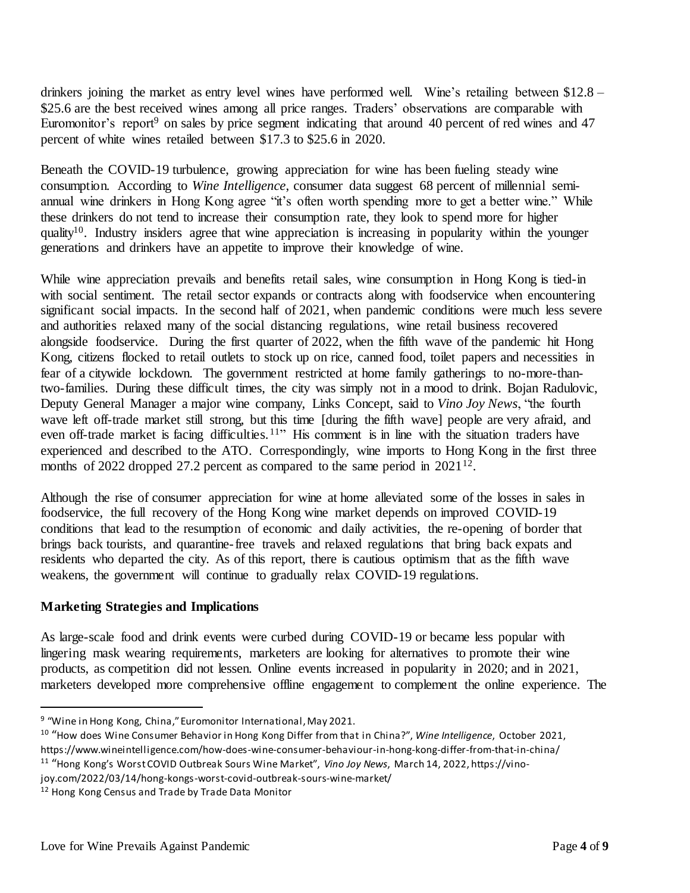drinkers joining the market as entry level wines have performed well. Wine's retailing between $12.8 – $25.6 are the best received wines among all price ranges. Traders' observations are comparable with Euromonitor's report[9] on sales by price segment indicating that around 40 percent of red wines and 47 percent of white wines retailed between $17.3 to $25.6 in 2020.

Beneath the COVID-19 turbulence, growing appreciation for wine has been fueling steady wine consumption. According to *Wine Intelligence*, consumer data suggest 68 percent of millennial semi-annual wine drinkers in Hong Kong agree "it's often worth spending more to get a better wine." While these drinkers do not tend to increase their consumption rate, they look to spend more for higher quality[10]. Industry insiders agree that wine appreciation is increasing in popularity within the younger generations and drinkers have an appetite to improve their knowledge of wine.

While wine appreciation prevails and benefits retail sales, wine consumption in Hong Kong is tied-in with social sentiment. The retail sector expands or contracts along with foodservice when encountering significant social impacts. In the second half of 2021, when pandemic conditions were much less severe and authorities relaxed many of the social distancing regulations, wine retail business recovered alongside foodservice. During the first quarter of 2022, when the fifth wave of the pandemic hit Hong Kong, citizens flocked to retail outlets to stock up on rice, canned food, toilet papers and necessities in fear of a citywide lockdown. The government restricted at home family gatherings to no-more-than-two-families. During these difficult times, the city was simply not in a mood to drink. Bojan Radulovic, Deputy General Manager a major wine company, Links Concept, said to *Vino Joy News*, "the fourth wave left off-trade market still strong, but this time [during the fifth wave] people are very afraid, and even off-trade market is facing difficulties.[11]" His comment is in line with the situation traders have experienced and described to the ATO. Correspondingly, wine imports to Hong Kong in the first three months of 2022 dropped 27.2 percent as compared to the same period in 2021[12].

Although the rise of consumer appreciation for wine at home alleviated some of the losses in sales in foodservice, the full recovery of the Hong Kong wine market depends on improved COVID-19 conditions that lead to the resumption of economic and daily activities, the re-opening of border that brings back tourists, and quarantine-free travels and relaxed regulations that bring back expats and residents who departed the city. As of this report, there is cautious optimism that as the fifth wave weakens, the government will continue to gradually relax COVID-19 regulations.

**Marketing Strategies and Implications**

As large-scale food and drink events were curbed during COVID-19 or became less popular with lingering mask wearing requirements, marketers are looking for alternatives to promote their wine products, as competition did not lessen. Online events increased in popularity in 2020; and in 2021, marketers developed more comprehensive offline engagement to complement the online experience. The

---

[9] "Wine in Hong Kong, China," Euromonitor International, May 2021.

[10] "How does Wine Consumer Behavior in Hong Kong Differ from that in China?", *Wine Intelligence*, October 2021, https://www.wineintelligence.com/how-does-wine-consumer-behaviour-in-hong-kong-differ-from-that-in-china/

[11] "Hong Kong's Worst COVID Outbreak Sours Wine Market", *Vino Joy News*, March 14, 2022, https://vino-joy.com/2022/03/14/hong-kongs-worst-covid-outbreak-sours-wine-market/

[12] Hong Kong Census and Trade by Trade Data Monitor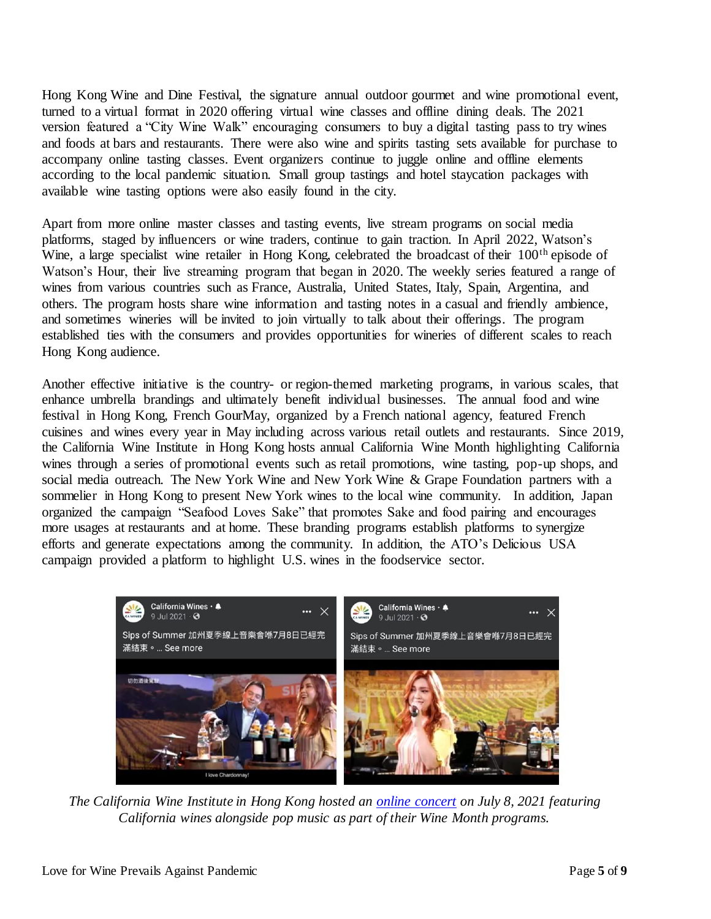Hong Kong Wine and Dine Festival, the signature annual outdoor gourmet and wine promotional event, turned to a virtual format in 2020 offering virtual wine classes and offline dining deals. The 2021 version featured a "City Wine Walk" encouraging consumers to buy a digital tasting pass to try wines and foods at bars and restaurants. There were also wine and spirits tasting sets available for purchase to accompany online tasting classes. Event organizers continue to juggle online and offline elements according to the local pandemic situation. Small group tastings and hotel staycation packages with available wine tasting options were also easily found in the city.

Apart from more online master classes and tasting events, live stream programs on social media platforms, staged by influencers or wine traders, continue to gain traction. In April 2022, Watson's Wine, a large specialist wine retailer in Hong Kong, celebrated the broadcast of their 100th episode of Watson's Hour, their live streaming program that began in 2020. The weekly series featured a range of wines from various countries such as France, Australia, United States, Italy, Spain, Argentina, and others. The program hosts share wine information and tasting notes in a casual and friendly ambience, and sometimes wineries will be invited to join virtually to talk about their offerings. The program established ties with the consumers and provides opportunities for wineries of different scales to reach Hong Kong audience.

Another effective initiative is the country- or region-themed marketing programs, in various scales, that enhance umbrella brandings and ultimately benefit individual businesses. The annual food and wine festival in Hong Kong, French GourMay, organized by a French national agency, featured French cuisines and wines every year in May including across various retail outlets and restaurants. Since 2019, the California Wine Institute in Hong Kong hosts annual California Wine Month highlighting California wines through a series of promotional events such as retail promotions, wine tasting, pop-up shops, and social media outreach. The New York Wine and New York Wine & Grape Foundation partners with a sommelier in Hong Kong to present New York wines to the local wine community. In addition, Japan organized the campaign "Seafood Loves Sake" that promotes Sake and food pairing and encourages more usages at restaurants and at home. These branding programs establish platforms to synergize efforts and generate expectations among the community. In addition, the ATO's Delicious USA campaign provided a platform to highlight U.S. wines in the foodservice sector.

*The California Wine Institute in Hong Kong hosted an online concert on July 8, 2021 featuring California wines alongside pop music as part of their Wine Month programs.*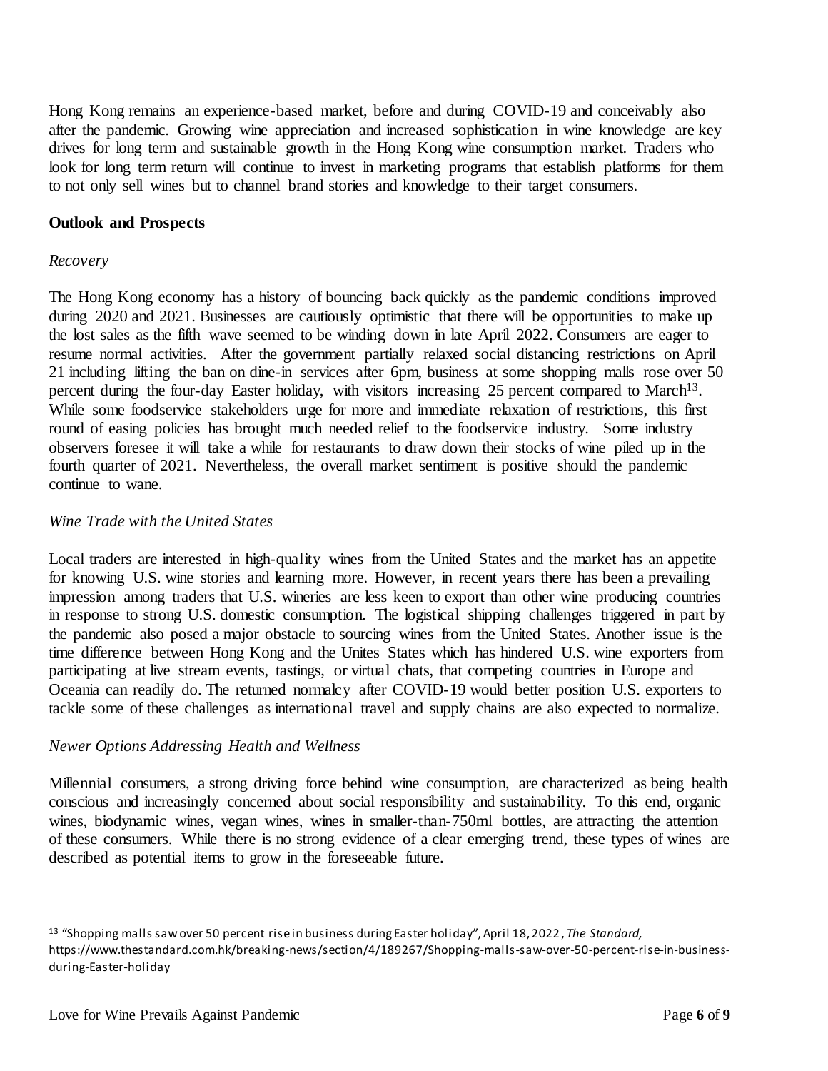Hong Kong remains an experience-based market, before and during COVID-19 and conceivably also after the pandemic. Growing wine appreciation and increased sophistication in wine knowledge are key drives for long term and sustainable growth in the Hong Kong wine consumption market. Traders who look for long term return will continue to invest in marketing programs that establish platforms for them to not only sell wines but to channel brand stories and knowledge to their target consumers.

**Outlook and Prospects**

*Recovery*

The Hong Kong economy has a history of bouncing back quickly as the pandemic conditions improved during 2020 and 2021. Businesses are cautiously optimistic that there will be opportunities to make up the lost sales as the fifth wave seemed to be winding down in late April 2022. Consumers are eager to resume normal activities. After the government partially relaxed social distancing restrictions on April 21 including lifting the ban on dine-in services after 6pm, business at some shopping malls rose over 50 percent during the four-day Easter holiday, with visitors increasing 25 percent compared to March[13]. While some foodservice stakeholders urge for more and immediate relaxation of restrictions, this first round of easing policies has brought much needed relief to the foodservice industry. Some industry observers foresee it will take a while for restaurants to draw down their stocks of wine piled up in the fourth quarter of 2021. Nevertheless, the overall market sentiment is positive should the pandemic continue to wane.

*Wine Trade with the United States*

Local traders are interested in high-quality wines from the United States and the market has an appetite for knowing U.S. wine stories and learning more. However, in recent years there has been a prevailing impression among traders that U.S. wineries are less keen to export than other wine producing countries in response to strong U.S. domestic consumption. The logistical shipping challenges triggered in part by the pandemic also posed a major obstacle to sourcing wines from the United States. Another issue is the time difference between Hong Kong and the Unites States which has hindered U.S. wine exporters from participating at live stream events, tastings, or virtual chats, that competing countries in Europe and Oceania can readily do. The returned normalcy after COVID-19 would better position U.S. exporters to tackle some of these challenges as international travel and supply chains are also expected to normalize.

*Newer Options Addressing Health and Wellness*

Millennial consumers, a strong driving force behind wine consumption, are characterized as being health conscious and increasingly concerned about social responsibility and sustainability. To this end, organic wines, biodynamic wines, vegan wines, wines in smaller-than-750ml bottles, are attracting the attention of these consumers. While there is no strong evidence of a clear emerging trend, these types of wines are described as potential items to grow in the foreseeable future.

---

[13] "Shopping malls saw over 50 percent rise in business during Easter holiday", April 18, 2022, *The Standard,* https://www.thestandard.com.hk/breaking-news/section/4/189267/Shopping-malls-saw-over-50-percent-rise-in-business-during-Easter-holiday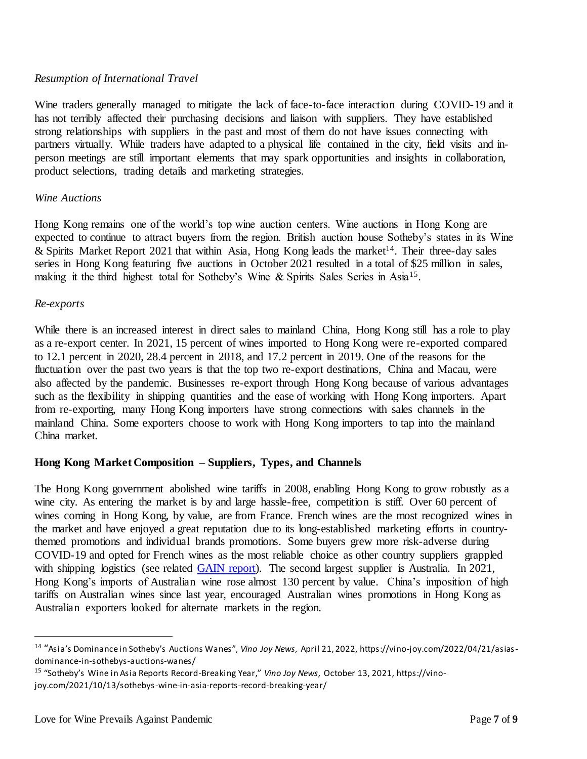*Resumption of International Travel*

Wine traders generally managed to mitigate the lack of face-to-face interaction during COVID-19 and it has not terribly affected their purchasing decisions and liaison with suppliers. They have established strong relationships with suppliers in the past and most of them do not have issues connecting with partners virtually. While traders have adapted to a physical life contained in the city, field visits and in-person meetings are still important elements that may spark opportunities and insights in collaboration, product selections, trading details and marketing strategies.

*Wine Auctions*

Hong Kong remains one of the world's top wine auction centers. Wine auctions in Hong Kong are expected to continue to attract buyers from the region. British auction house Sotheby's states in its Wine & Spirits Market Report 2021 that within Asia, Hong Kong leads the market[14]. Their three-day sales series in Hong Kong featuring five auctions in October 2021 resulted in a total of $25 million in sales, making it the third highest total for Sotheby's Wine & Spirits Sales Series in Asia[15].

*Re-exports*

While there is an increased interest in direct sales to mainland China, Hong Kong still has a role to play as a re-export center. In 2021, 15 percent of wines imported to Hong Kong were re-exported compared to 12.1 percent in 2020, 28.4 percent in 2018, and 17.2 percent in 2019. One of the reasons for the fluctuation over the past two years is that the top two re-export destinations, China and Macau, were also affected by the pandemic. Businesses re-export through Hong Kong because of various advantages such as the flexibility in shipping quantities and the ease of working with Hong Kong importers. Apart from re-exporting, many Hong Kong importers have strong connections with sales channels in the mainland China. Some exporters choose to work with Hong Kong importers to tap into the mainland China market.

**Hong Kong Market Composition – Suppliers, Types, and Channels**

The Hong Kong government abolished wine tariffs in 2008, enabling Hong Kong to grow robustly as a wine city. As entering the market is by and large hassle-free, competition is stiff. Over 60 percent of wines coming in Hong Kong, by value, are from France. French wines are the most recognized wines in the market and have enjoyed a great reputation due to its long-established marketing efforts in country-themed promotions and individual brands promotions. Some buyers grew more risk-adverse during COVID-19 and opted for French wines as the most reliable choice as other country suppliers grappled with shipping logistics (see related [GAIN report](#)). The second largest supplier is Australia. In 2021, Hong Kong's imports of Australian wine rose almost 130 percent by value. China's imposition of high tariffs on Australian wines since last year, encouraged Australian wines promotions in Hong Kong as Australian exporters looked for alternate markets in the region.

---

[14] "Asia's Dominance in Sotheby's Auctions Wanes", *Vino Joy News*, April 21, 2022, https://vino-joy.com/2022/04/21/asias-dominance-in-sothebys-auctions-wanes/

[15] "Sotheby's Wine in Asia Reports Record-Breaking Year," *Vino Joy News*, October 13, 2021, https://vino-joy.com/2021/10/13/sothebys-wine-in-asia-reports-record-breaking-year/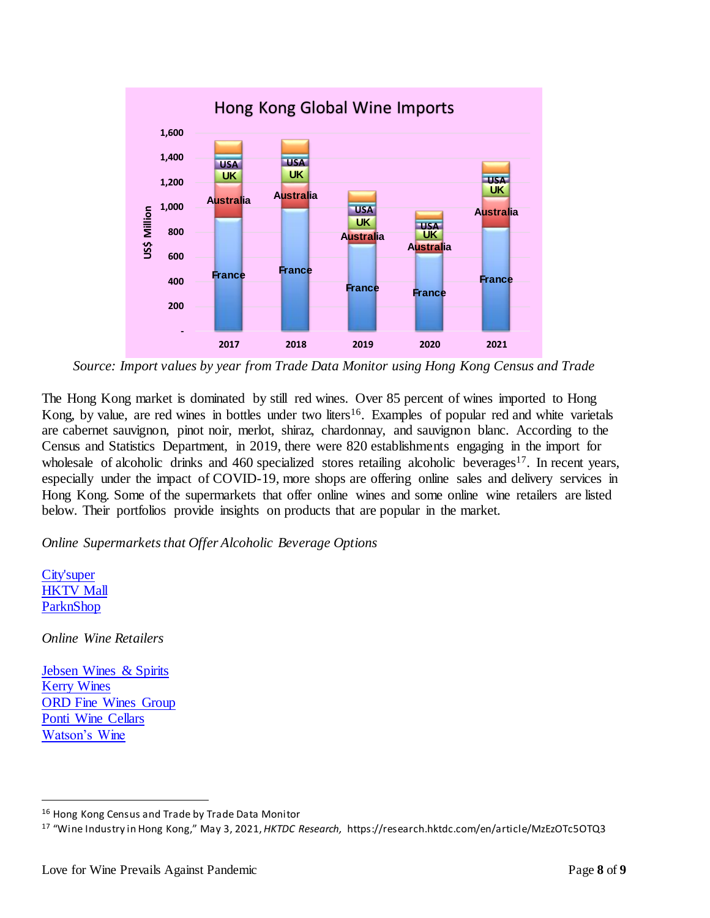Hong Kong Global Wine Imports

Source: *Import values by year from Trade Data Monitor using Hong Kong Census and Trade*

The Hong Kong market is dominated by still red wines. Over 85 percent of wines imported to Hong Kong, by value, are red wines in bottles under two liters[16]. Examples of popular red and white varietals are cabernet sauvignon, pinot noir, merlot, shiraz, chardonnay, and sauvignon blanc. According to the Census and Statistics Department, in 2019, there were 820 establishments engaging in the import for wholesale of alcoholic drinks and 460 specialized stores retailing alcoholic beverages[17]. In recent years, especially under the impact of COVID-19, more shops are offering online sales and delivery services in Hong Kong. Some of the supermarkets that offer online wines and some online wine retailers are listed below. Their portfolios provide insights on products that are popular in the market.

*Online Supermarkets that Offer Alcoholic Beverage Options*

City'super
HKTV Mall
ParknShop

*Online Wine Retailers*

Jebsen Wines & Spirits
Kerry Wines
ORD Fine Wines Group
Ponti Wine Cellars
Watson's Wine

---

[16] Hong Kong Census and Trade by Trade Data Monitor

[17] "Wine Industry in Hong Kong," May 3, 2021, *HKTDC Research*, https://research.hktdc.com/en/article/MzEzOTc5OTQ3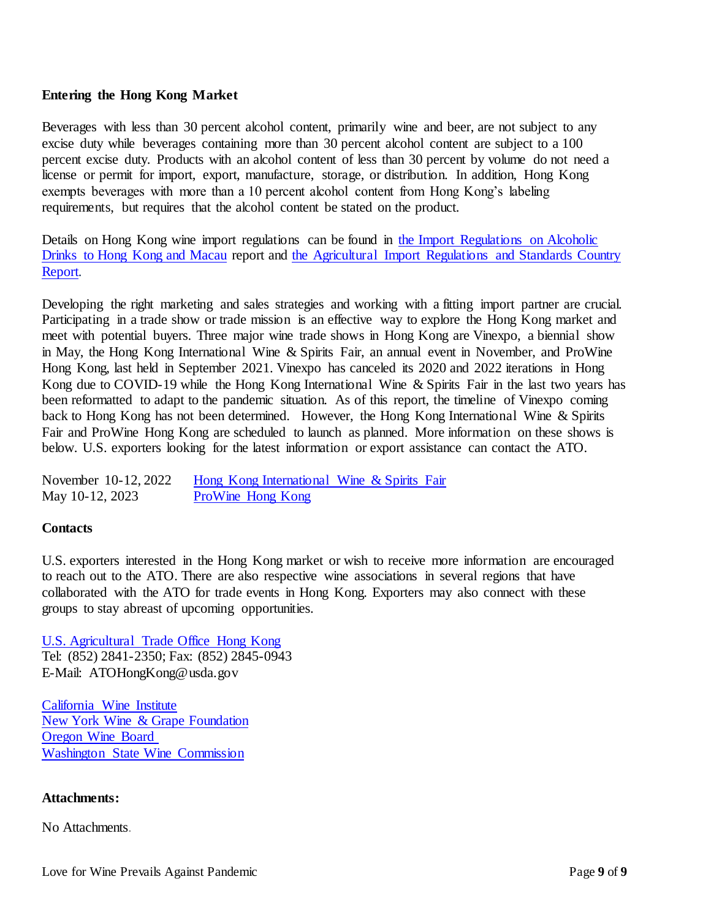**Entering the Hong Kong Market**

Beverages with less than 30 percent alcohol content, primarily wine and beer, are not subject to any excise duty while beverages containing more than 30 percent alcohol content are subject to a 100 percent excise duty. Products with an alcohol content of less than 30 percent by volume do not need a license or permit for import, export, manufacture, storage, or distribution. In addition, Hong Kong exempts beverages with more than a 10 percent alcohol content from Hong Kong's labeling requirements, but requires that the alcohol content be stated on the product.

Details on Hong Kong wine import regulations can be found in the Import Regulations on Alcoholic Drinks to Hong Kong and Macau report and the Agricultural Import Regulations and Standards Country Report.

Developing the right marketing and sales strategies and working with a fitting import partner are crucial. Participating in a trade show or trade mission is an effective way to explore the Hong Kong market and meet with potential buyers. Three major wine trade shows in Hong Kong are Vinexpo, a biennial show in May, the Hong Kong International Wine & Spirits Fair, an annual event in November, and ProWine Hong Kong, last held in September 2021. Vinexpo has canceled its 2020 and 2022 iterations in Hong Kong due to COVID-19 while the Hong Kong International Wine & Spirits Fair in the last two years has been reformatted to adapt to the pandemic situation. As of this report, the timeline of Vinexpo coming back to Hong Kong has not been determined. However, the Hong Kong International Wine & Spirits Fair and ProWine Hong Kong are scheduled to launch as planned. More information on these shows is below. U.S. exporters looking for the latest information or export assistance can contact the ATO.

| | |
|---|---|
| November 10-12, 2022 | Hong Kong International Wine & Spirits Fair |
| May 10-12, 2023 | ProWine Hong Kong |

**Contacts**

U.S. exporters interested in the Hong Kong market or wish to receive more information are encouraged to reach out to the ATO. There are also respective wine associations in several regions that have collaborated with the ATO for trade events in Hong Kong. Exporters may also connect with these groups to stay abreast of upcoming opportunities.

U.S. Agricultural Trade Office Hong Kong
Tel: (852) 2841-2350; Fax: (852) 2845-0943
E-Mail: ATOHongKong@usda.gov

California Wine Institute
New York Wine & Grape Foundation
Oregon Wine Board
Washington State Wine Commission

**Attachments:**

No Attachments.